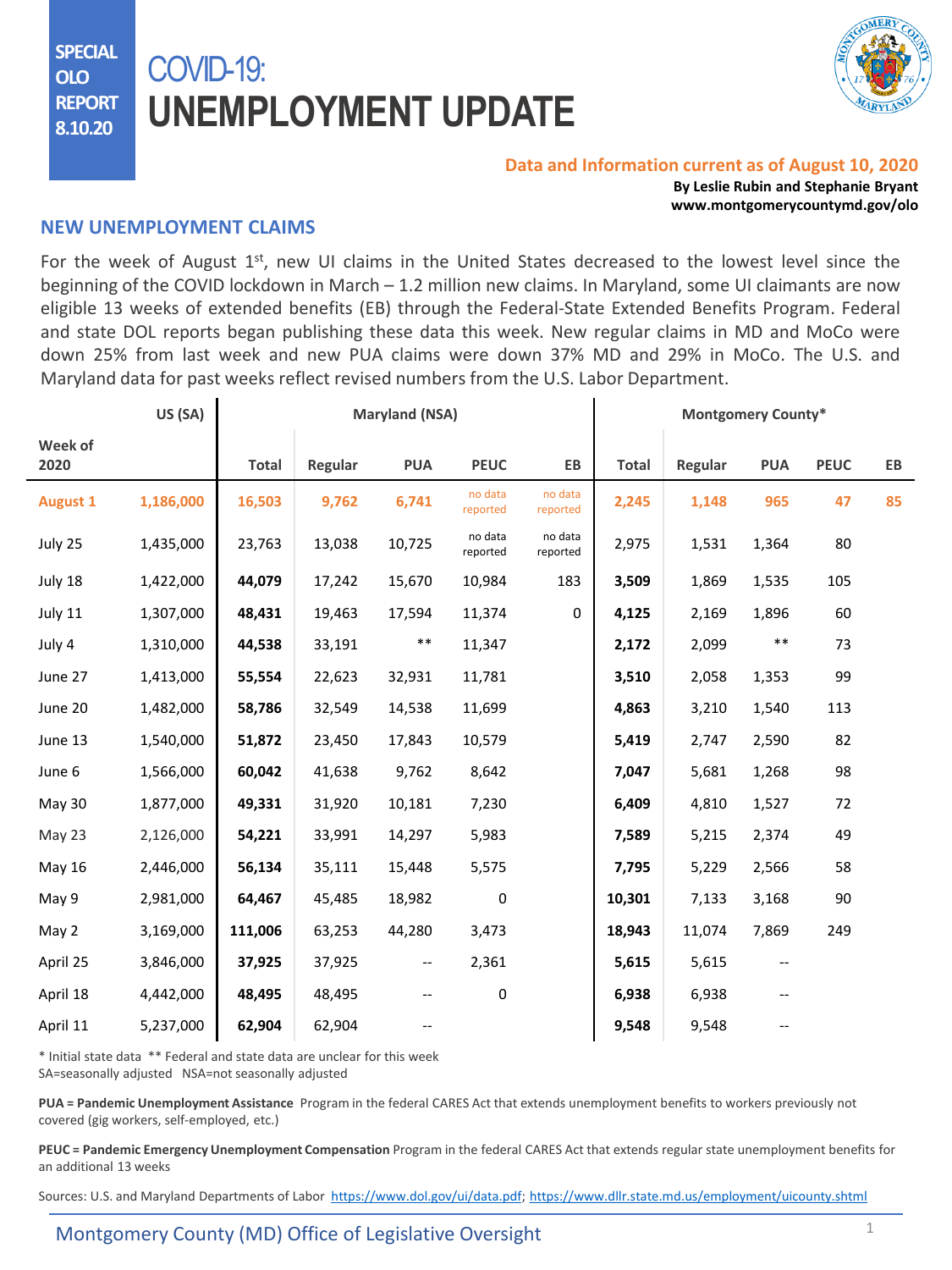SPECIAL OLO REPORT 8.10.20

# COVID-19: UNEMPLOYMENT UPDATE

**Data and Information current as of August 10, 2020**

**By Leslie Rubin and Stephanie Bryant**
**www.montgomerycountymd.gov/olo**

## NEW UNEMPLOYMENT CLAIMS

For the week of August 1st, new UI claims in the United States decreased to the lowest level since the beginning of the COVID lockdown in March – 1.2 million new claims. In Maryland, some UI claimants are now eligible 13 weeks of extended benefits (EB) through the Federal-State Extended Benefits Program. Federal and state DOL reports began publishing these data this week. New regular claims in MD and MoCo were down 25% from last week and new PUA claims were down 37% MD and 29% in MoCo. The U.S. and Maryland data for past weeks reflect revised numbers from the U.S. Labor Department.

| Week of 2020 | US (SA) | Maryland (NSA) | | | | | Montgomery County* | | | | |
|---|---|---|---|---|---|---|---|---|---|---|---|
| | | Total | Regular | PUA | PEUC | EB | Total | Regular | PUA | PEUC | EB |
| **August 1** | **1,186,000** | **16,503** | **9,762** | **6,741** | no data reported | no data reported | **2,245** | **1,148** | **965** | **47** | **85** |
| July 25 | 1,435,000 | 23,763 | 13,038 | 10,725 | no data reported | no data reported | 2,975 | 1,531 | 1,364 | 80 | |
| July 18 | 1,422,000 | **44,079** | 17,242 | 15,670 | 10,984 | 183 | **3,509** | 1,869 | 1,535 | 105 | |
| July 11 | 1,307,000 | **48,431** | 19,463 | 17,594 | 11,374 | 0 | **4,125** | 2,169 | 1,896 | 60 | |
| July 4 | 1,310,000 | **44,538** | 33,191 | ** | 11,347 | | **2,172** | 2,099 | ** | 73 | |
| June 27 | 1,413,000 | **55,554** | 22,623 | 32,931 | 11,781 | | **3,510** | 2,058 | 1,353 | 99 | |
| June 20 | 1,482,000 | **58,786** | 32,549 | 14,538 | 11,699 | | **4,863** | 3,210 | 1,540 | 113 | |
| June 13 | 1,540,000 | **51,872** | 23,450 | 17,843 | 10,579 | | **5,419** | 2,747 | 2,590 | 82 | |
| June 6 | 1,566,000 | **60,042** | 41,638 | 9,762 | 8,642 | | **7,047** | 5,681 | 1,268 | 98 | |
| May 30 | 1,877,000 | **49,331** | 31,920 | 10,181 | 7,230 | | **6,409** | 4,810 | 1,527 | 72 | |
| May 23 | 2,126,000 | **54,221** | 33,991 | 14,297 | 5,983 | | **7,589** | 5,215 | 2,374 | 49 | |
| May 16 | 2,446,000 | **56,134** | 35,111 | 15,448 | 5,575 | | **7,795** | 5,229 | 2,566 | 58 | |
| May 9 | 2,981,000 | **64,467** | 45,485 | 18,982 | 0 | | **10,301** | 7,133 | 3,168 | 90 | |
| May 2 | 3,169,000 | **111,006** | 63,253 | 44,280 | 3,473 | | **18,943** | 11,074 | 7,869 | 249 | |
| April 25 | 3,846,000 | **37,925** | 37,925 | -- | 2,361 | | **5,615** | 5,615 | -- | | |
| April 18 | 4,442,000 | **48,495** | 48,495 | -- | 0 | | **6,938** | 6,938 | -- | | |
| April 11 | 5,237,000 | **62,904** | 62,904 | -- | | | **9,548** | 9,548 | -- | | |

\* Initial state data ** Federal and state data are unclear for this week
SA=seasonally adjusted NSA=not seasonally adjusted

**PUA = Pandemic Unemployment Assistance** Program in the federal CARES Act that extends unemployment benefits to workers previously not covered (gig workers, self-employed, etc.)

**PEUC = Pandemic Emergency Unemployment Compensation** Program in the federal CARES Act that extends regular state unemployment benefits for an additional 13 weeks

Sources: U.S. and Maryland Departments of Labor https://www.dol.gov/ui/data.pdf; https://www.dllr.state.md.us/employment/uicounty.shtml

Montgomery County (MD) Office of Legislative Oversight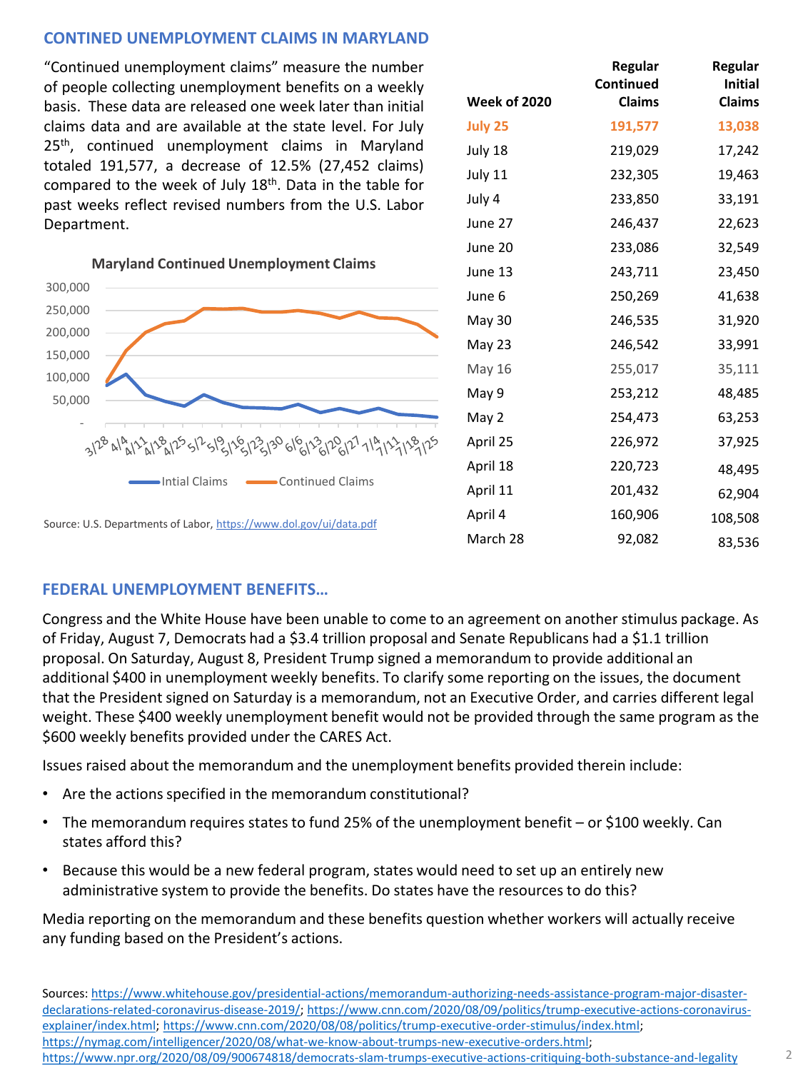## CONTINED UNEMPLOYMENT CLAIMS IN MARYLAND

"Continued unemployment claims" measure the number of people collecting unemployment benefits on a weekly basis. These data are released one week later than initial claims data and are available at the state level. For July 25th, continued unemployment claims in Maryland totaled 191,577, a decrease of 12.5% (27,452 claims) compared to the week of July 18th. Data in the table for past weeks reflect revised numbers from the U.S. Labor Department.

**Maryland Continued Unemployment Claims**

Source: U.S. Departments of Labor, https://www.dol.gov/ui/data.pdf

| Week of 2020 | Regular Continued Claims | Regular Initial Claims |
|---|---|---|
| July 25 | 191,577 | 13,038 |
| July 18 | 219,029 | 17,242 |
| July 11 | 232,305 | 19,463 |
| July 4 | 233,850 | 33,191 |
| June 27 | 246,437 | 22,623 |
| June 20 | 233,086 | 32,549 |
| June 13 | 243,711 | 23,450 |
| June 6 | 250,269 | 41,638 |
| May 30 | 246,535 | 31,920 |
| May 23 | 246,542 | 33,991 |
| May 16 | 255,017 | 35,111 |
| May 9 | 253,212 | 48,485 |
| May 2 | 254,473 | 63,253 |
| April 25 | 226,972 | 37,925 |
| April 18 | 220,723 | 48,495 |
| April 11 | 201,432 | 62,904 |
| April 4 | 160,906 | 108,508 |
| March 28 | 92,082 | 83,536 |

## FEDERAL UNEMPLOYMENT BENEFITS…

Congress and the White House have been unable to come to an agreement on another stimulus package. As of Friday, August 7, Democrats had a $3.4 trillion proposal and Senate Republicans had a $1.1 trillion proposal. On Saturday, August 8, President Trump signed a memorandum to provide additional an additional $400 in unemployment weekly benefits. To clarify some reporting on the issues, the document that the President signed on Saturday is a memorandum, not an Executive Order, and carries different legal weight. These $400 weekly unemployment benefit would not be provided through the same program as the $600 weekly benefits provided under the CARES Act.

Issues raised about the memorandum and the unemployment benefits provided therein include:

- Are the actions specified in the memorandum constitutional?
- The memorandum requires states to fund 25% of the unemployment benefit – or $100 weekly. Can states afford this?
- Because this would be a new federal program, states would need to set up an entirely new administrative system to provide the benefits. Do states have the resources to do this?

Media reporting on the memorandum and these benefits question whether workers will actually receive any funding based on the President's actions.

Sources: https://www.whitehouse.gov/presidential-actions/memorandum-authorizing-needs-assistance-program-major-disaster-declarations-related-coronavirus-disease-2019/; https://www.cnn.com/2020/08/09/politics/trump-executive-actions-coronavirus-explainer/index.html; https://www.cnn.com/2020/08/08/politics/trump-executive-order-stimulus/index.html; https://nymag.com/intelligencer/2020/08/what-we-know-about-trumps-new-executive-orders.html; https://www.npr.org/2020/08/09/900674818/democrats-slam-trumps-executive-actions-critiquing-both-substance-and-legality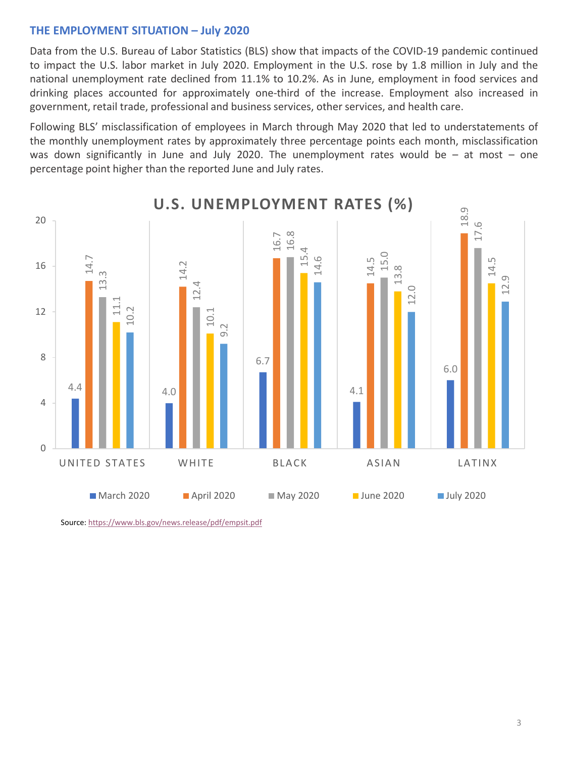## THE EMPLOYMENT SITUATION – July 2020

Data from the U.S. Bureau of Labor Statistics (BLS) show that impacts of the COVID-19 pandemic continued to impact the U.S. labor market in July 2020. Employment in the U.S. rose by 1.8 million in July and the national unemployment rate declined from 11.1% to 10.2%. As in June, employment in food services and drinking places accounted for approximately one-third of the increase. Employment also increased in government, retail trade, professional and business services, other services, and health care.

Following BLS' misclassification of employees in March through May 2020 that led to understatements of the monthly unemployment rates by approximately three percentage points each month, misclassification was down significantly in June and July 2020. The unemployment rates would be – at most – one percentage point higher than the reported June and July rates.

**U.S. UNEMPLOYMENT RATES (%)**

| | March 2020 | April 2020 | May 2020 | June 2020 | July 2020 |
|---|---|---|---|---|---|
| UNITED STATES | 4.4 | 14.7 | 13.3 | 11.1 | 10.2 |
| WHITE | 4.0 | 14.2 | 12.4 | 10.1 | 9.2 |
| BLACK | 6.7 | 16.7 | 16.8 | 15.4 | 14.6 |
| ASIAN | 4.1 | 14.5 | 15.0 | 13.8 | 12.0 |
| LATINX | 6.0 | 18.9 | 17.6 | 14.5 | 12.9 |

Source: https://www.bls.gov/news.release/pdf/empsit.pdf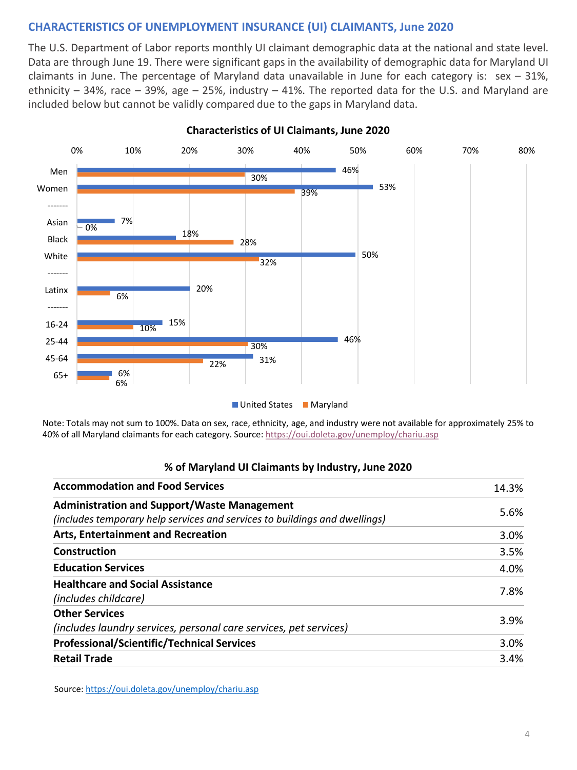## CHARACTERISTICS OF UNEMPLOYMENT INSURANCE (UI) CLAIMANTS, June 2020

The U.S. Department of Labor reports monthly UI claimant demographic data at the national and state level. Data are through June 19. There were significant gaps in the availability of demographic data for Maryland UI claimants in June. The percentage of Maryland data unavailable in June for each category is: sex – 31%, ethnicity – 34%, race – 39%, age – 25%, industry – 41%. The reported data for the U.S. and Maryland are included below but cannot be validly compared due to the gaps in Maryland data.

**Characteristics of UI Claimants, June 2020**

0% 10% 20% 30% 40% 50% 60% 70% 80%

Men 46% 30%
Women 53% 39%
-------
Asian 7% 0%
Black 18% 28%
White 50% 32%
-------
Latinx 20% 6%
-------
16-24 15% 10%
25-44 46% 30%
45-64 31% 22%
65+ 6% 6%

United States Maryland

Note: Totals may not sum to 100%. Data on sex, race, ethnicity, age, and industry were not available for approximately 25% to 40% of all Maryland claimants for each category. Source: https://oui.doleta.gov/unemploy/chariu.asp

**% of Maryland UI Claimants by Industry, June 2020**

| | |
|---|---|
| **Accommodation and Food Services** | 14.3% |
| **Administration and Support/Waste Management** *(includes temporary help services and services to buildings and dwellings)* | 5.6% |
| **Arts, Entertainment and Recreation** | 3.0% |
| **Construction** | 3.5% |
| **Education Services** | 4.0% |
| **Healthcare and Social Assistance** *(includes childcare)* | 7.8% |
| **Other Services** *(includes laundry services, personal care services, pet services)* | 3.9% |
| **Professional/Scientific/Technical Services** | 3.0% |
| **Retail Trade** | 3.4% |

Source: https://oui.doleta.gov/unemploy/chariu.asp